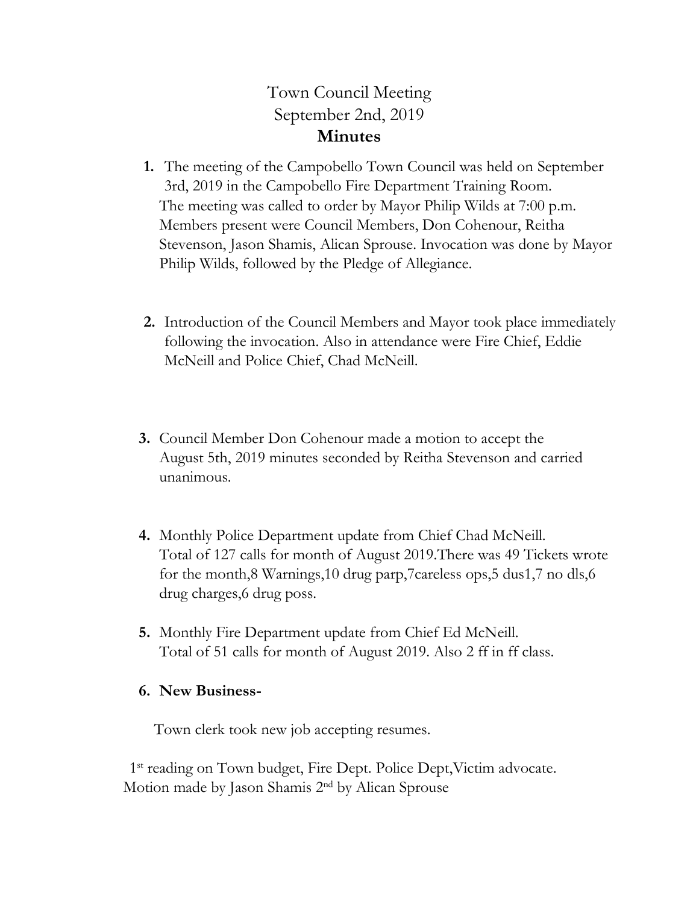# Town Council Meeting
## September 2nd, 2019
## **Minutes**

1. The meeting of the Campobello Town Council was held on September 3rd, 2019 in the Campobello Fire Department Training Room. The meeting was called to order by Mayor Philip Wilds at 7:00 p.m. Members present were Council Members, Don Cohenour, Reitha Stevenson, Jason Shamis, Alican Sprouse. Invocation was done by Mayor Philip Wilds, followed by the Pledge of Allegiance.

2. Introduction of the Council Members and Mayor took place immediately following the invocation. Also in attendance were Fire Chief, Eddie McNeill and Police Chief, Chad McNeill.

3. Council Member Don Cohenour made a motion to accept the August 5th, 2019 minutes seconded by Reitha Stevenson and carried unanimous.

4. Monthly Police Department update from Chief Chad McNeill. Total of 127 calls for month of August 2019.There was 49 Tickets wrote for the month,8 Warnings,10 drug parp,7careless ops,5 dus1,7 no dls,6 drug charges,6 drug poss.

5. Monthly Fire Department update from Chief Ed McNeill. Total of 51 calls for month of August 2019. Also 2 ff in ff class.

6. **New Business-**

Town clerk took new job accepting resumes.

1st reading on Town budget, Fire Dept. Police Dept,Victim advocate. Motion made by Jason Shamis 2nd by Alican Sprouse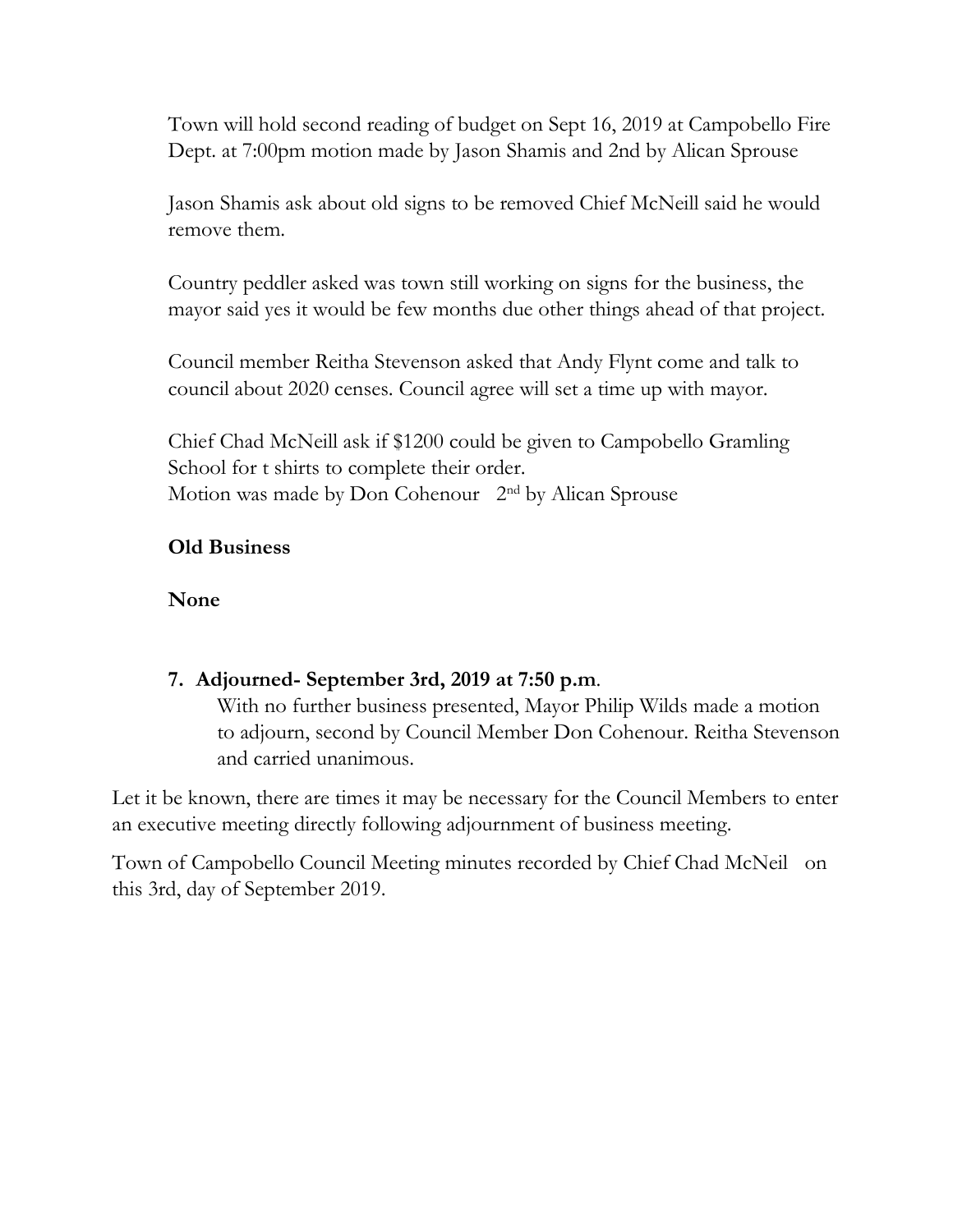Town will hold second reading of budget on Sept 16, 2019 at Campobello Fire Dept. at 7:00pm motion made by Jason Shamis and 2nd by Alican Sprouse

Jason Shamis ask about old signs to be removed Chief McNeill said he would remove them.

Country peddler asked was town still working on signs for the business, the mayor said yes it would be few months due other things ahead of that project.

Council member Reitha Stevenson asked that Andy Flynt come and talk to council about 2020 censes. Council agree will set a time up with mayor.

Chief Chad McNeill ask if $1200 could be given to Campobello Gramling School for t shirts to complete their order.
Motion was made by Don Cohenour 2nd by Alican Sprouse

**Old Business**

**None**

7. **Adjourned- September 3rd, 2019 at 7:50 p.m**.
   With no further business presented, Mayor Philip Wilds made a motion to adjourn, second by Council Member Don Cohenour. Reitha Stevenson and carried unanimous.

Let it be known, there are times it may be necessary for the Council Members to enter an executive meeting directly following adjournment of business meeting.

Town of Campobello Council Meeting minutes recorded by Chief Chad McNeil on this 3rd, day of September 2019.